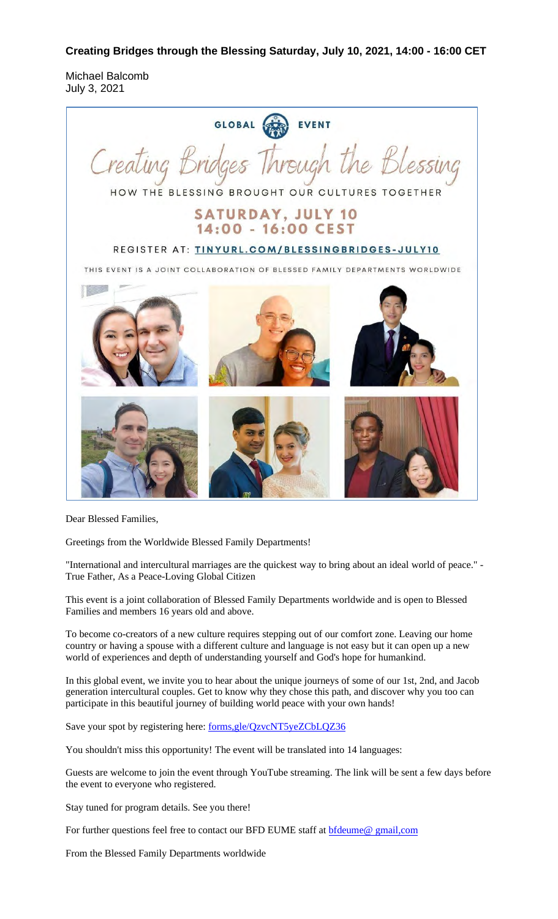**Creating Bridges through the Blessing Saturday, July 10, 2021, 14:00 - 16:00 CET**

Michael Balcomb
July 3, 2021

GLOBAL EVENT

Creating Bridges Through the Blessing

HOW THE BLESSING BROUGHT OUR CULTURES TOGETHER

SATURDAY, JULY 10
14:00 - 16:00 CEST

REGISTER AT: TINYURL.COM/BLESSINGBRIDGES-JULY10

THIS EVENT IS A JOINT COLLABORATION OF BLESSED FAMILY DEPARTMENTS WORLDWIDE

Dear Blessed Families,

Greetings from the Worldwide Blessed Family Departments!

"International and intercultural marriages are the quickest way to bring about an ideal world of peace." - True Father, As a Peace-Loving Global Citizen

This event is a joint collaboration of Blessed Family Departments worldwide and is open to Blessed Families and members 16 years old and above.

To become co-creators of a new culture requires stepping out of our comfort zone. Leaving our home country or having a spouse with a different culture and language is not easy but it can open up a new world of experiences and depth of understanding yourself and God's hope for humankind.

In this global event, we invite you to hear about the unique journeys of some of our 1st, 2nd, and Jacob generation intercultural couples. Get to know why they chose this path, and discover why you too can participate in this beautiful journey of building world peace with your own hands!

Save your spot by registering here: forms,gle/QzvcNT5yeZCbLQZ36

You shouldn't miss this opportunity! The event will be translated into 14 languages:

Guests are welcome to join the event through YouTube streaming. The link will be sent a few days before the event to everyone who registered.

Stay tuned for program details. See you there!

For further questions feel free to contact our BFD EUME staff at bfdeume@ gmail,com

From the Blessed Family Departments worldwide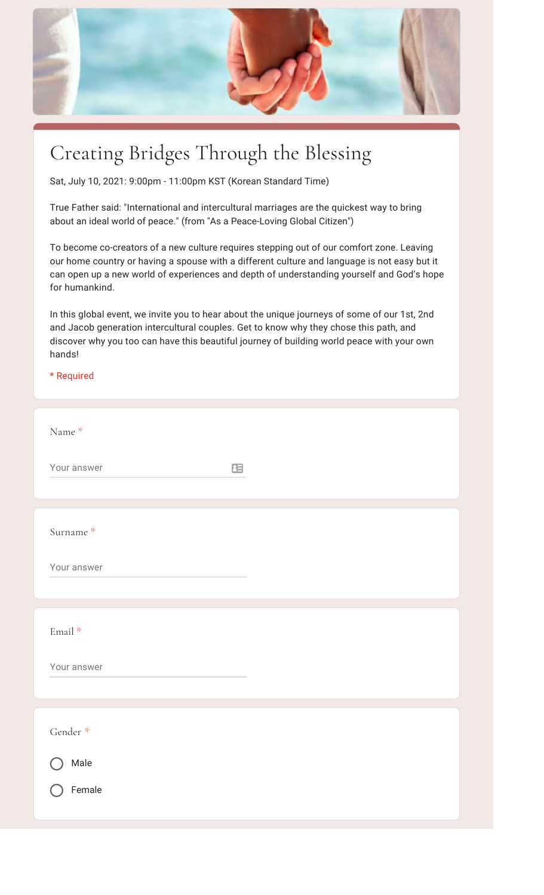# Creating Bridges Through the Blessing

Sat, July 10, 2021: 9:00pm - 11:00pm KST (Korean Standard Time)

True Father said: "International and intercultural marriages are the quickest way to bring about an ideal world of peace." (from "As a Peace-Loving Global Citizen")

To become co-creators of a new culture requires stepping out of our comfort zone. Leaving our home country or having a spouse with a different culture and language is not easy but it can open up a new world of experiences and depth of understanding yourself and God's hope for humankind.

In this global event, we invite you to hear about the unique journeys of some of our 1st, 2nd and Jacob generation intercultural couples. Get to know why they chose this path, and discover why you too can have this beautiful journey of building world peace with your own hands!

* Required

Name *

Your answer

Surname *

Your answer

Email *

Your answer

Gender *

- ○ Male
- ○ Female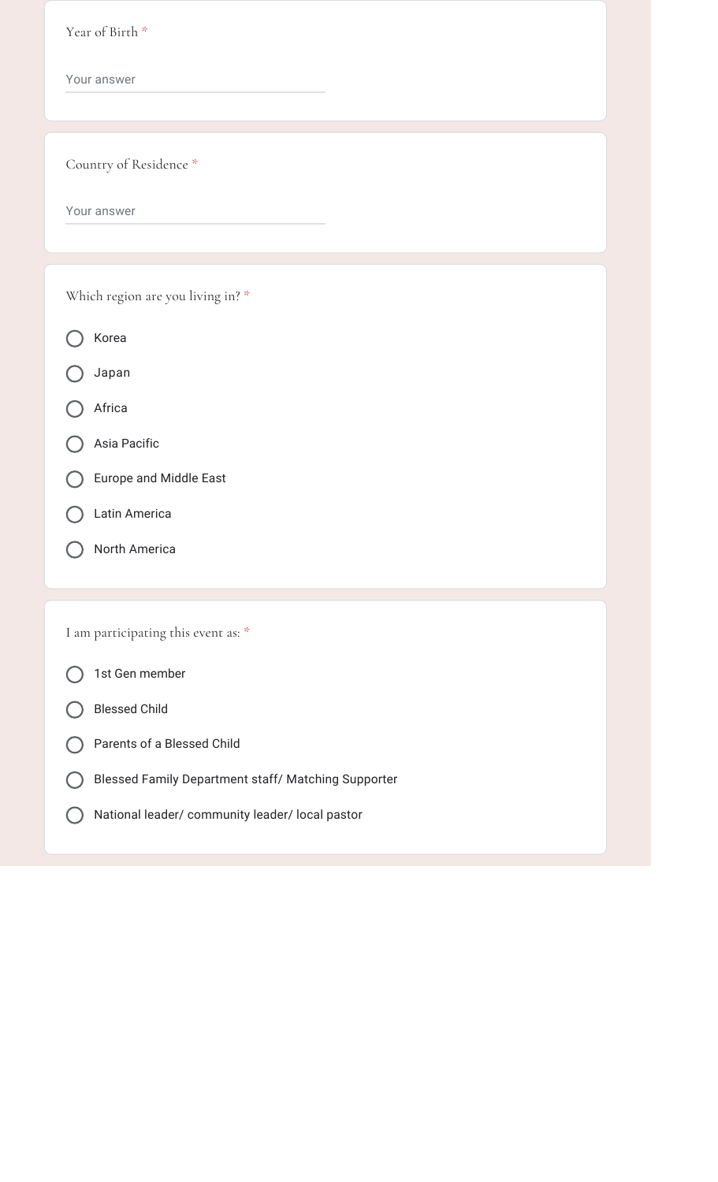Year of Birth *

Your answer

Country of Residence *

Your answer

Which region are you living in? *

- ○ Korea
- ○ Japan
- ○ Africa
- ○ Asia Pacific
- ○ Europe and Middle East
- ○ Latin America
- ○ North America

I am participating this event as: *

- ○ 1st Gen member
- ○ Blessed Child
- ○ Parents of a Blessed Child
- ○ Blessed Family Department staff/ Matching Supporter
- ○ National leader/ community leader/ local pastor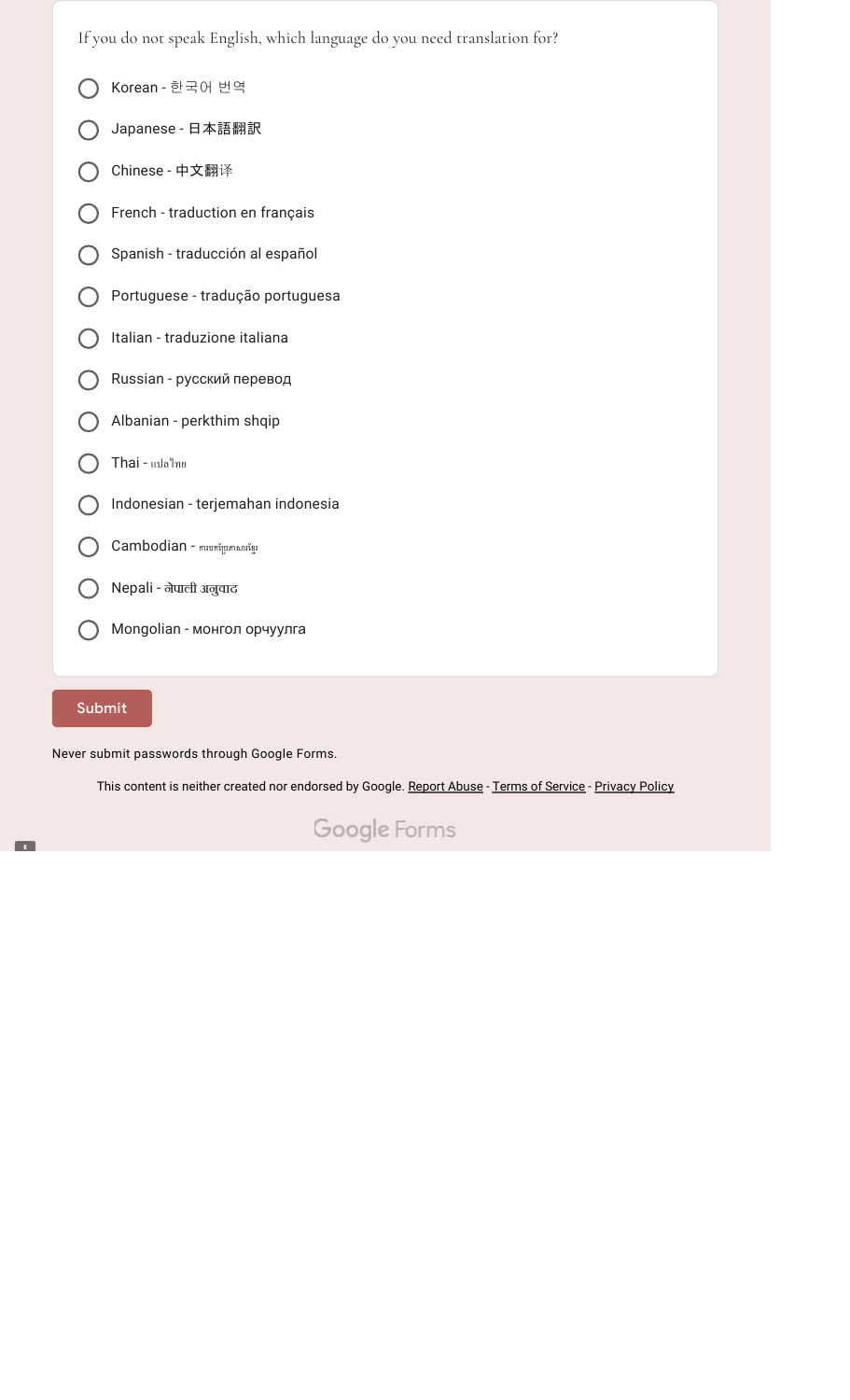If you do not speak English, which language do you need translation for?

- Korean - 한국어 번역
- Japanese - 日本語翻訳
- Chinese - 中文翻译
- French - traduction en français
- Spanish - traducción al español
- Portuguese - tradução portuguesa
- Italian - traduzione italiana
- Russian - русский перевод
- Albanian - perkthim shqip
- Thai - แปลไทย
- Indonesian - terjemahan indonesia
- Cambodian - ការបកប្រែភាសាខ្មែរ
- Nepali - नेपाली अनुवाद
- Mongolian - монгол орчуулга

Submit

Never submit passwords through Google Forms.

This content is neither created nor endorsed by Google. Report Abuse - Terms of Service - Privacy Policy

Google Forms